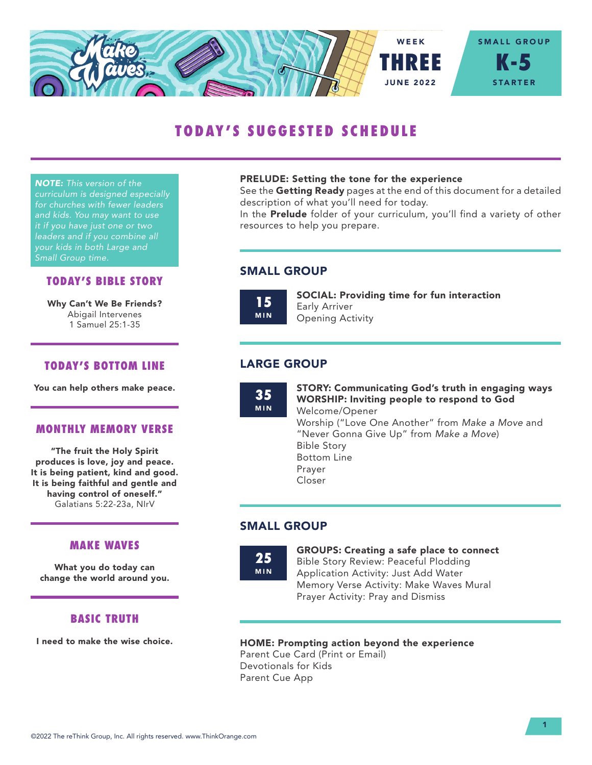WEEK **THREE** JUNE 2022

SMALL GROUP **K-5** STARTER

# TODAY'S SUGGESTED SCHEDULE

*NOTE: This version of the curriculum is designed especially for churches with fewer leaders and kids. You may want to use it if you have just one or two leaders and if you combine all your kids in both Large and Small Group time.*

## TODAY'S BIBLE STORY

**Why Can't We Be Friends?**
Abigail Intervenes
1 Samuel 25:1-35

## TODAY'S BOTTOM LINE

**You can help others make peace.**

## MONTHLY MEMORY VERSE

**"The fruit the Holy Spirit produces is love, joy and peace. It is being patient, kind and good. It is being faithful and gentle and having control of oneself."**
Galatians 5:22-23a, NIrV

## MAKE WAVES

**What you do today can change the world around you.**

## BASIC TRUTH

**I need to make the wise choice.**

**PRELUDE: Setting the tone for the experience**
See the **Getting Ready** pages at the end of this document for a detailed description of what you'll need for today.
In the **Prelude** folder of your curriculum, you'll find a variety of other resources to help you prepare.

## SMALL GROUP

**15 MIN**

**SOCIAL: Providing time for fun interaction**
Early Arriver
Opening Activity

## LARGE GROUP

**35 MIN**

**STORY: Communicating God's truth in engaging ways**
**WORSHIP: Inviting people to respond to God**
Welcome/Opener
Worship ("Love One Another" from *Make a Move* and "Never Gonna Give Up" from *Make a Move*)
Bible Story
Bottom Line
Prayer
Closer

## SMALL GROUP

**25 MIN**

**GROUPS: Creating a safe place to connect**
Bible Story Review: Peaceful Plodding
Application Activity: Just Add Water
Memory Verse Activity: Make Waves Mural
Prayer Activity: Pray and Dismiss

**HOME: Prompting action beyond the experience**
Parent Cue Card (Print or Email)
Devotionals for Kids
Parent Cue App

©2022 The reThink Group, Inc. All rights reserved. www.ThinkOrange.com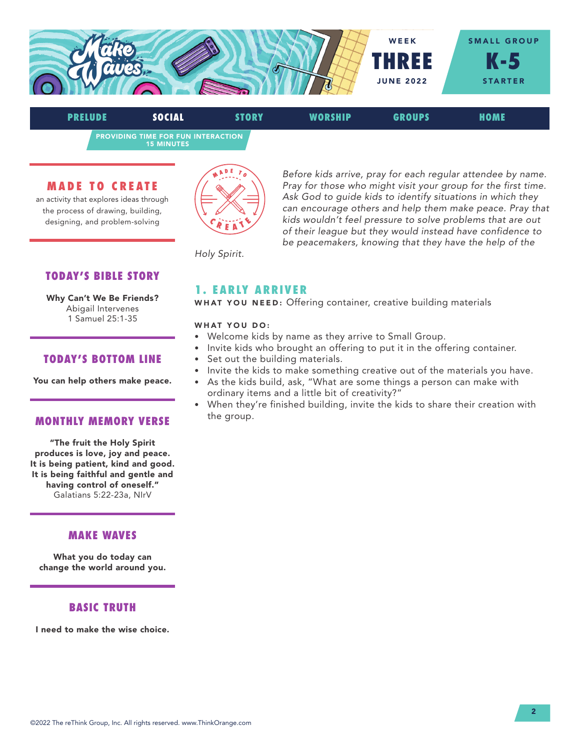# WEEK THREE — JUNE 2022

## SMALL GROUP K-5 STARTER

PRELUDE | **SOCIAL** | STORY | WORSHIP | GROUPS | HOME

**PROVIDING TIME FOR FUN INTERACTION**
**15 MINUTES**

### MADE TO CREATE

an activity that explores ideas through the process of drawing, building, designing, and problem-solving

*Before kids arrive, pray for each regular attendee by name. Pray for those who might visit your group for the first time. Ask God to guide kids to identify situations in which they can encourage others and help them make peace. Pray that kids wouldn't feel pressure to solve problems that are out of their league but they would instead have confidence to be peacemakers, knowing that they have the help of the Holy Spirit.*

### TODAY'S BIBLE STORY

**Why Can't We Be Friends?**
Abigail Intervenes
1 Samuel 25:1-35

### TODAY'S BOTTOM LINE

**You can help others make peace.**

### MONTHLY MEMORY VERSE

**"The fruit the Holy Spirit produces is love, joy and peace. It is being patient, kind and good. It is being faithful and gentle and having control of oneself."**
Galatians 5:22-23a, NIrV

### MAKE WAVES

**What you do today can change the world around you.**

### BASIC TRUTH

**I need to make the wise choice.**

## 1. EARLY ARRIVER

**WHAT YOU NEED:** Offering container, creative building materials

**WHAT YOU DO:**

- Welcome kids by name as they arrive to Small Group.
- Invite kids who brought an offering to put it in the offering container.
- Set out the building materials.
- Invite the kids to make something creative out of the materials you have.
- As the kids build, ask, "What are some things a person can make with ordinary items and a little bit of creativity?"
- When they're finished building, invite the kids to share their creation with the group.

©2022 The reThink Group, Inc. All rights reserved. www.ThinkOrange.com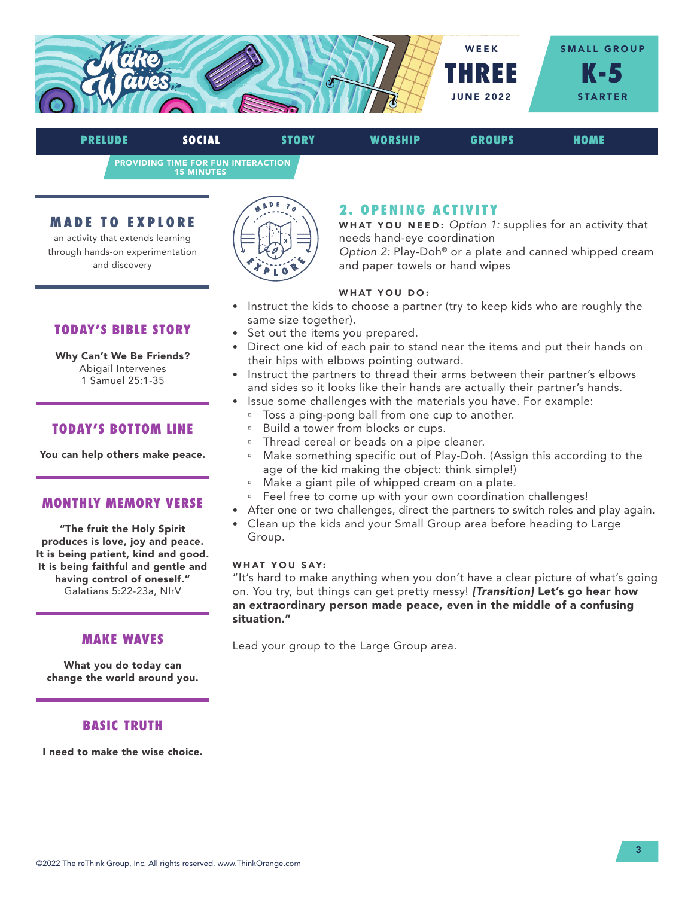Make Waves

WEEK **THREE** JUNE 2022

SMALL GROUP **K-5** STARTER

PRELUDE | **SOCIAL** | STORY | WORSHIP | GROUPS | HOME

PROVIDING TIME FOR FUN INTERACTION
15 MINUTES

### MADE TO EXPLORE

an activity that extends learning through hands-on experimentation and discovery

## 2. OPENING ACTIVITY

**WHAT YOU NEED:** *Option 1:* supplies for an activity that needs hand-eye coordination
*Option 2:* Play-Doh® or a plate and canned whipped cream and paper towels or hand wipes

**WHAT YOU DO:**

- Instruct the kids to choose a partner (try to keep kids who are roughly the same size together).
- Set out the items you prepared.
- Direct one kid of each pair to stand near the items and put their hands on their hips with elbows pointing outward.
- Instruct the partners to thread their arms between their partner's elbows and sides so it looks like their hands are actually their partner's hands.
- Issue some challenges with the materials you have. For example:
  - Toss a ping-pong ball from one cup to another.
  - Build a tower from blocks or cups.
  - Thread cereal or beads on a pipe cleaner.
  - Make something specific out of Play-Doh. (Assign this according to the age of the kid making the object: think simple!)
  - Make a giant pile of whipped cream on a plate.
  - Feel free to come up with your own coordination challenges!
- After one or two challenges, direct the partners to switch roles and play again.
- Clean up the kids and your Small Group area before heading to Large Group.

**WHAT YOU SAY:**

"It's hard to make anything when you don't have a clear picture of what's going on. You try, but things can get pretty messy! ***[Transition]*** **Let's go hear how an extraordinary person made peace, even in the middle of a confusing situation."**

Lead your group to the Large Group area.

### TODAY'S BIBLE STORY

**Why Can't We Be Friends?**
Abigail Intervenes
1 Samuel 25:1-35

### TODAY'S BOTTOM LINE

**You can help others make peace.**

### MONTHLY MEMORY VERSE

**"The fruit the Holy Spirit produces is love, joy and peace. It is being patient, kind and good. It is being faithful and gentle and having control of oneself."**
Galatians 5:22-23a, NIrV

### MAKE WAVES

**What you do today can change the world around you.**

### BASIC TRUTH

**I need to make the wise choice.**

©2022 The reThink Group, Inc. All rights reserved. www.ThinkOrange.com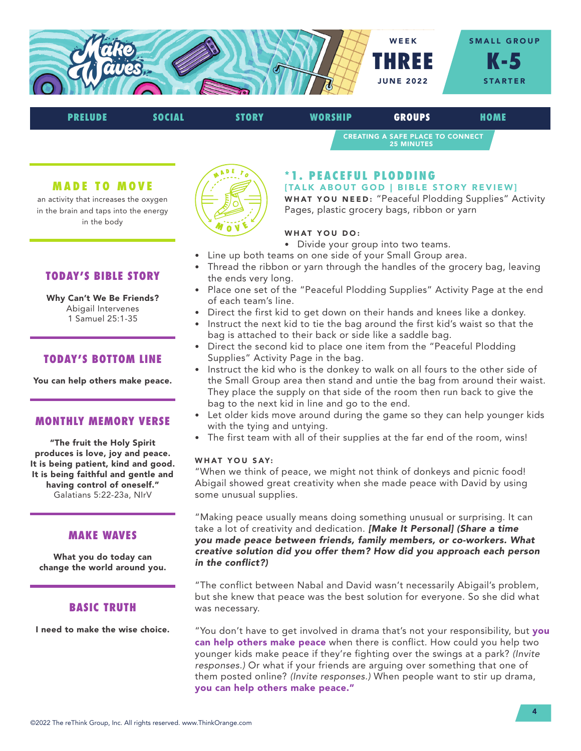WEEK **THREE** JUNE 2022

SMALL GROUP **K-5** STARTER

PRELUDE | SOCIAL | STORY | WORSHIP | **GROUPS** | HOME

CREATING A SAFE PLACE TO CONNECT
25 MINUTES

## MADE TO MOVE

an activity that increases the oxygen in the brain and taps into the energy in the body

## TODAY'S BIBLE STORY

**Why Can't We Be Friends?**
Abigail Intervenes
1 Samuel 25:1-35

## TODAY'S BOTTOM LINE

**You can help others make peace.**

## MONTHLY MEMORY VERSE

**"The fruit the Holy Spirit produces is love, joy and peace. It is being patient, kind and good. It is being faithful and gentle and having control of oneself."**
Galatians 5:22-23a, NIrV

## MAKE WAVES

**What you do today can change the world around you.**

## BASIC TRUTH

**I need to make the wise choice.**

## *1. PEACEFUL PLODDING

**[TALK ABOUT GOD | BIBLE STORY REVIEW]**

**WHAT YOU NEED:** "Peaceful Plodding Supplies" Activity Pages, plastic grocery bags, ribbon or yarn

**WHAT YOU DO:**

- Divide your group into two teams.
- Line up both teams on one side of your Small Group area.
- Thread the ribbon or yarn through the handles of the grocery bag, leaving the ends very long.
- Place one set of the "Peaceful Plodding Supplies" Activity Page at the end of each team's line.
- Direct the first kid to get down on their hands and knees like a donkey.
- Instruct the next kid to tie the bag around the first kid's waist so that the bag is attached to their back or side like a saddle bag.
- Direct the second kid to place one item from the "Peaceful Plodding Supplies" Activity Page in the bag.
- Instruct the kid who is the donkey to walk on all fours to the other side of the Small Group area then stand and untie the bag from around their waist. They place the supply on that side of the room then run back to give the bag to the next kid in line and go to the end.
- Let older kids move around during the game so they can help younger kids with the tying and untying.
- The first team with all of their supplies at the far end of the room, wins!

**WHAT YOU SAY:**

"When we think of peace, we might not think of donkeys and picnic food! Abigail showed great creativity when she made peace with David by using some unusual supplies.

"Making peace usually means doing something unusual or surprising. It can take a lot of creativity and dedication. ***[Make It Personal] (Share a time you made peace between friends, family members, or co-workers. What creative solution did you offer them? How did you approach each person in the conflict?)***

"The conflict between Nabal and David wasn't necessarily Abigail's problem, but she knew that peace was the best solution for everyone. So she did what was necessary.

"You don't have to get involved in drama that's not your responsibility, but **you can help others make peace** when there is conflict. How could you help two younger kids make peace if they're fighting over the swings at a park? *(Invite responses.)* Or what if your friends are arguing over something that one of them posted online? *(Invite responses.)* When people want to stir up drama, **you can help others make peace."**

©2022 The reThink Group, Inc. All rights reserved. www.ThinkOrange.com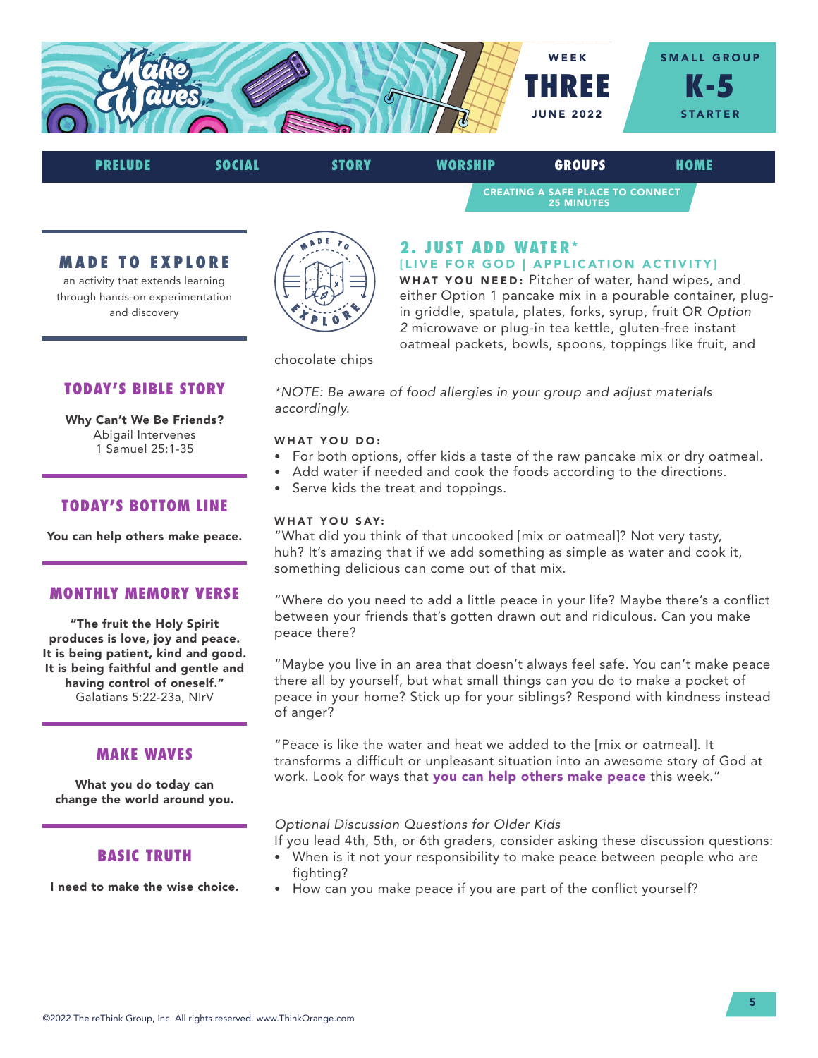WEEK THREE
JUNE 2022

SMALL GROUP K-5 STARTER

PRELUDE | SOCIAL | STORY | WORSHIP | GROUPS | HOME

CREATING A SAFE PLACE TO CONNECT
25 MINUTES

## MADE TO EXPLORE

an activity that extends learning through hands-on experimentation and discovery

### TODAY'S BIBLE STORY

**Why Can't We Be Friends?**
Abigail Intervenes
1 Samuel 25:1-35

### TODAY'S BOTTOM LINE

**You can help others make peace.**

### MONTHLY MEMORY VERSE

**"The fruit the Holy Spirit produces is love, joy and peace. It is being patient, kind and good. It is being faithful and gentle and having control of oneself."**
Galatians 5:22-23a, NIrV

### MAKE WAVES

**What you do today can change the world around you.**

### BASIC TRUTH

**I need to make the wise choice.**

## 2. JUST ADD WATER*

**[LIVE FOR GOD | APPLICATION ACTIVITY]**

**WHAT YOU NEED:** Pitcher of water, hand wipes, and either Option 1 pancake mix in a pourable container, plug-in griddle, spatula, plates, forks, syrup, fruit OR *Option 2* microwave or plug-in tea kettle, gluten-free instant oatmeal packets, bowls, spoons, toppings like fruit, and chocolate chips

*\*NOTE: Be aware of food allergies in your group and adjust materials accordingly.*

**WHAT YOU DO:**

- For both options, offer kids a taste of the raw pancake mix or dry oatmeal.
- Add water if needed and cook the foods according to the directions.
- Serve kids the treat and toppings.

**WHAT YOU SAY:**

"What did you think of that uncooked [mix or oatmeal]? Not very tasty, huh? It's amazing that if we add something as simple as water and cook it, something delicious can come out of that mix.

"Where do you need to add a little peace in your life? Maybe there's a conflict between your friends that's gotten drawn out and ridiculous. Can you make peace there?

"Maybe you live in an area that doesn't always feel safe. You can't make peace there all by yourself, but what small things can you do to make a pocket of peace in your home? Stick up for your siblings? Respond with kindness instead of anger?

"Peace is like the water and heat we added to the [mix or oatmeal]. It transforms a difficult or unpleasant situation into an awesome story of God at work. Look for ways that **you can help others make peace** this week."

*Optional Discussion Questions for Older Kids*

If you lead 4th, 5th, or 6th graders, consider asking these discussion questions:

- When is it not your responsibility to make peace between people who are fighting?
- How can you make peace if you are part of the conflict yourself?

©2022 The reThink Group, Inc. All rights reserved. www.ThinkOrange.com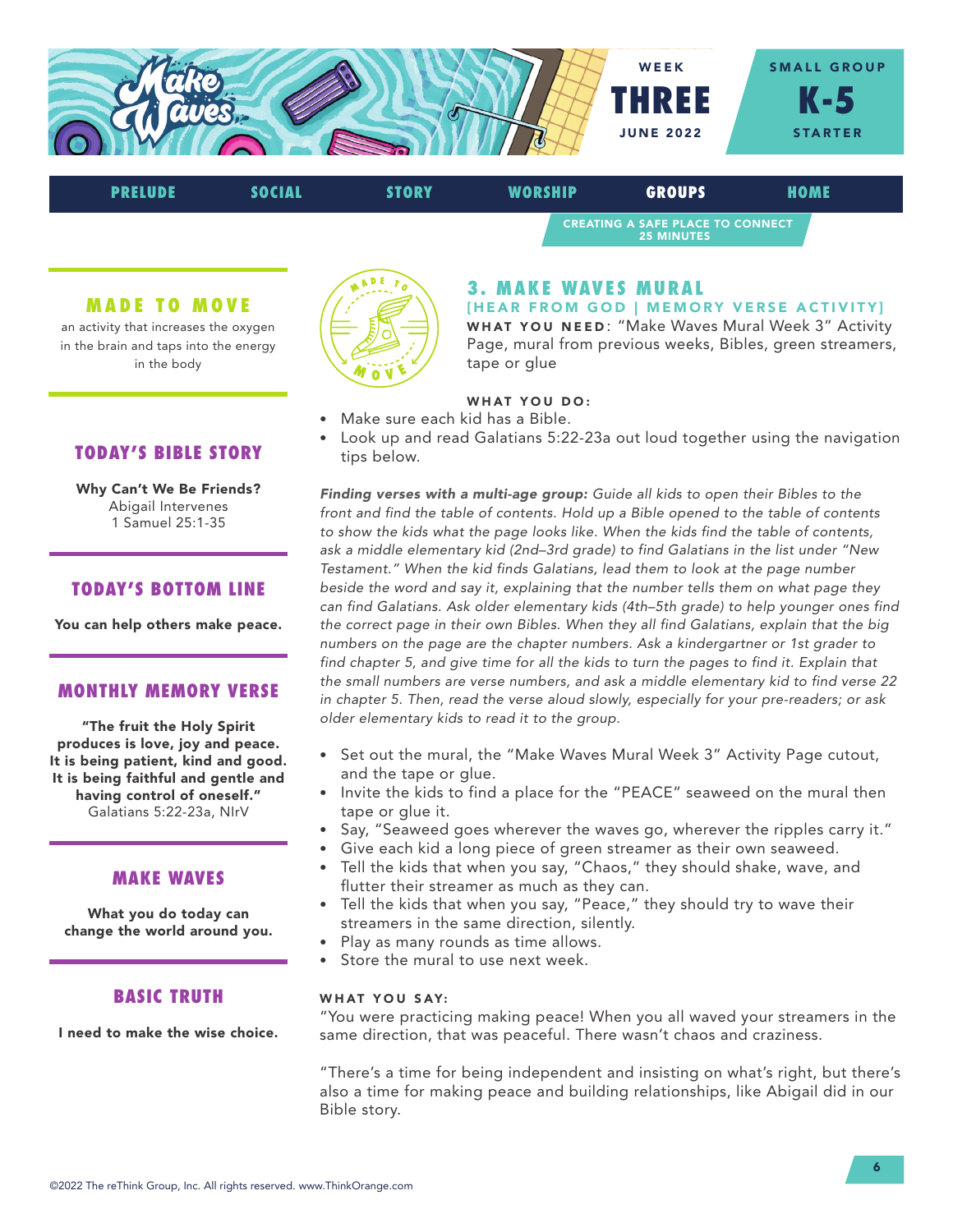# Make Waves

WEEK **THREE** JUNE 2022

SMALL GROUP **K-5** STARTER

PRELUDE | SOCIAL | STORY | WORSHIP | **GROUPS** | HOME

CREATING A SAFE PLACE TO CONNECT
25 MINUTES

## MADE TO MOVE

an activity that increases the oxygen in the brain and taps into the energy in the body

## TODAY'S BIBLE STORY

**Why Can't We Be Friends?**
Abigail Intervenes
1 Samuel 25:1-35

## TODAY'S BOTTOM LINE

**You can help others make peace.**

## MONTHLY MEMORY VERSE

**"The fruit the Holy Spirit produces is love, joy and peace. It is being patient, kind and good. It is being faithful and gentle and having control of oneself."**
Galatians 5:22-23a, NIrV

## MAKE WAVES

**What you do today can change the world around you.**

## BASIC TRUTH

**I need to make the wise choice.**

## 3. MAKE WAVES MURAL

**[HEAR FROM GOD | MEMORY VERSE ACTIVITY]**

**WHAT YOU NEED**: "Make Waves Mural Week 3" Activity Page, mural from previous weeks, Bibles, green streamers, tape or glue

**WHAT YOU DO:**

- Make sure each kid has a Bible.
- Look up and read Galatians 5:22-23a out loud together using the navigation tips below.

***Finding verses with a multi-age group:*** *Guide all kids to open their Bibles to the front and find the table of contents. Hold up a Bible opened to the table of contents to show the kids what the page looks like. When the kids find the table of contents, ask a middle elementary kid (2nd–3rd grade) to find Galatians in the list under "New Testament." When the kid finds Galatians, lead them to look at the page number beside the word and say it, explaining that the number tells them on what page they can find Galatians. Ask older elementary kids (4th–5th grade) to help younger ones find the correct page in their own Bibles. When they all find Galatians, explain that the big numbers on the page are the chapter numbers. Ask a kindergartner or 1st grader to find chapter 5, and give time for all the kids to turn the pages to find it. Explain that the small numbers are verse numbers, and ask a middle elementary kid to find verse 22 in chapter 5. Then, read the verse aloud slowly, especially for your pre-readers; or ask older elementary kids to read it to the group.*

- Set out the mural, the "Make Waves Mural Week 3" Activity Page cutout, and the tape or glue.
- Invite the kids to find a place for the "PEACE" seaweed on the mural then tape or glue it.
- Say, "Seaweed goes wherever the waves go, wherever the ripples carry it."
- Give each kid a long piece of green streamer as their own seaweed.
- Tell the kids that when you say, "Chaos," they should shake, wave, and flutter their streamer as much as they can.
- Tell the kids that when you say, "Peace," they should try to wave their streamers in the same direction, silently.
- Play as many rounds as time allows.
- Store the mural to use next week.

**WHAT YOU SAY:**

"You were practicing making peace! When you all waved your streamers in the same direction, that was peaceful. There wasn't chaos and craziness.

"There's a time for being independent and insisting on what's right, but there's also a time for making peace and building relationships, like Abigail did in our Bible story.

©2022 The reThink Group, Inc. All rights reserved. www.ThinkOrange.com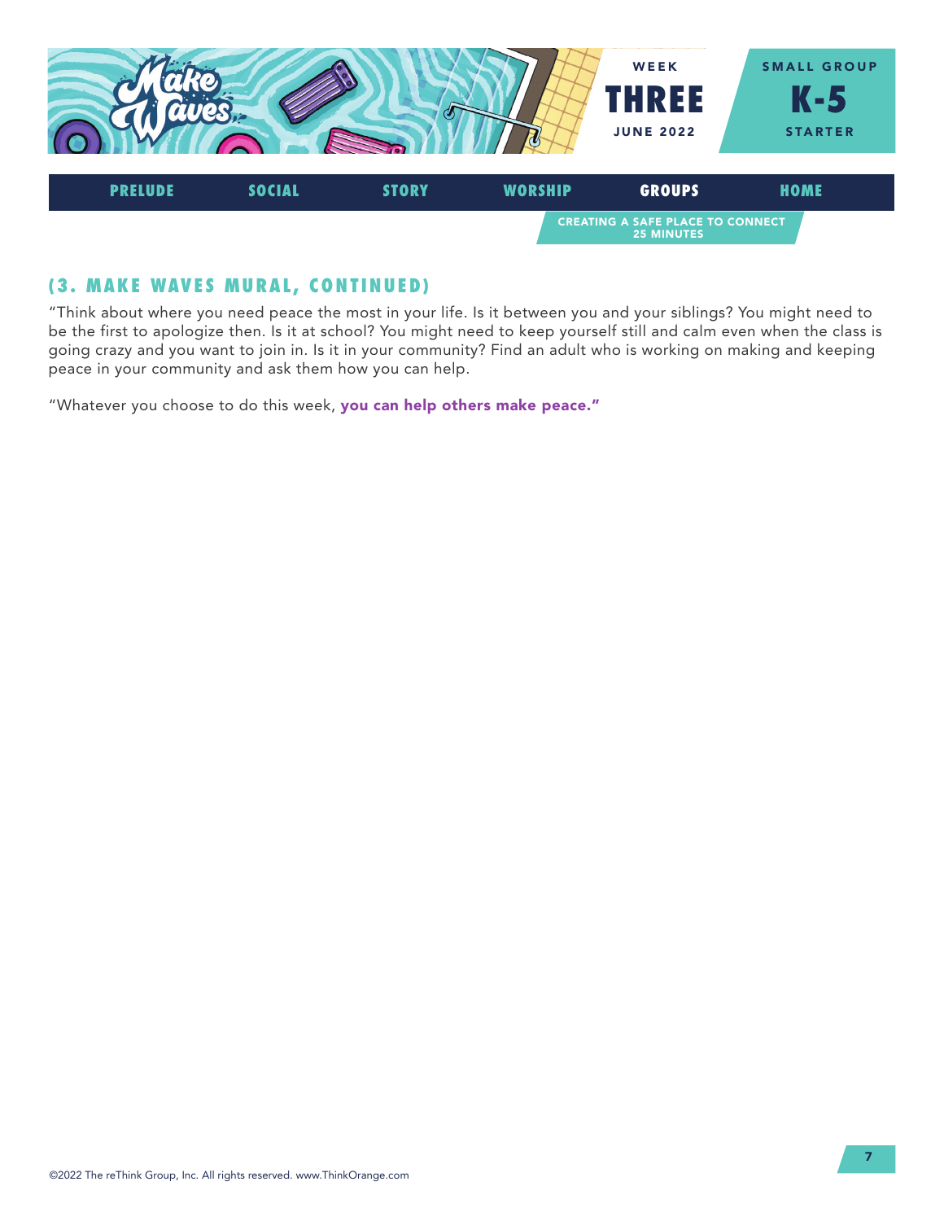## (3. MAKE WAVES MURAL, CONTINUED)

"Think about where you need peace the most in your life. Is it between you and your siblings? You might need to be the first to apologize then. Is it at school? You might need to keep yourself still and calm even when the class is going crazy and you want to join in. Is it in your community? Find an adult who is working on making and keeping peace in your community and ask them how you can help.

"Whatever you choose to do this week, **you can help others make peace."**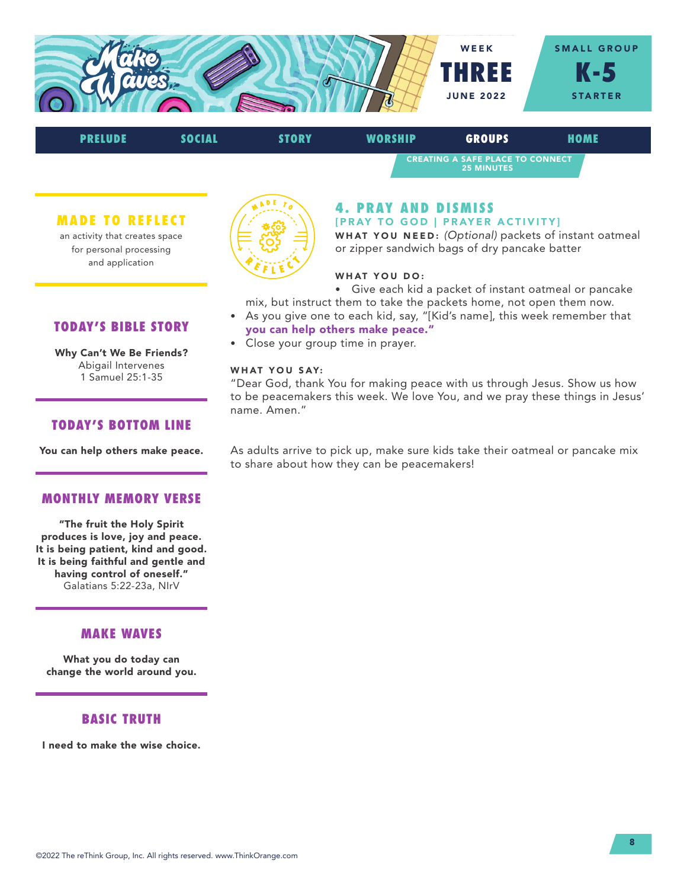WEEK **THREE** JUNE 2022

SMALL GROUP **K-5** STARTER

PRELUDE | SOCIAL | STORY | WORSHIP | **GROUPS** | HOME

CREATING A SAFE PLACE TO CONNECT
25 MINUTES

## 4. PRAY AND DISMISS

**[PRAY TO GOD | PRAYER ACTIVITY]**

**WHAT YOU NEED:** *(Optional)* packets of instant oatmeal or zipper sandwich bags of dry pancake batter

**WHAT YOU DO:**

- Give each kid a packet of instant oatmeal or pancake mix, but instruct them to take the packets home, not open them now.
- As you give one to each kid, say, "[Kid's name], this week remember that **you can help others make peace."**
- Close your group time in prayer.

**WHAT YOU SAY:**

"Dear God, thank You for making peace with us through Jesus. Show us how to be peacemakers this week. We love You, and we pray these things in Jesus' name. Amen."

As adults arrive to pick up, make sure kids take their oatmeal or pancake mix to share about how they can be peacemakers!

### MADE TO REFLECT

an activity that creates space for personal processing and application

### TODAY'S BIBLE STORY

**Why Can't We Be Friends?**
Abigail Intervenes
1 Samuel 25:1-35

### TODAY'S BOTTOM LINE

**You can help others make peace.**

### MONTHLY MEMORY VERSE

**"The fruit the Holy Spirit produces is love, joy and peace. It is being patient, kind and good. It is being faithful and gentle and having control of oneself."**
Galatians 5:22-23a, NIrV

### MAKE WAVES

**What you do today can change the world around you.**

### BASIC TRUTH

**I need to make the wise choice.**

©2022 The reThink Group, Inc. All rights reserved. www.ThinkOrange.com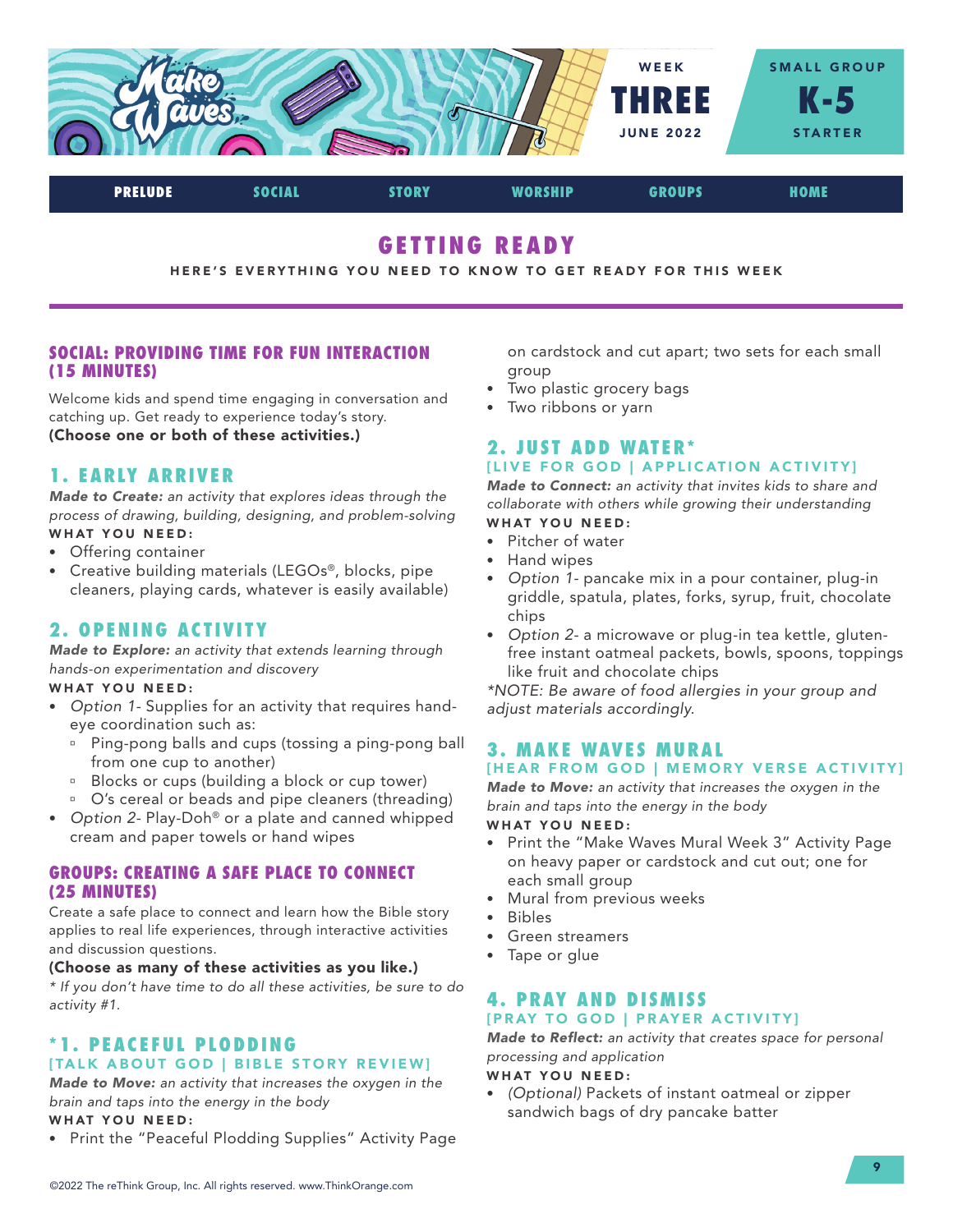WEEK THREE JUNE 2022 | SMALL GROUP K-5 STARTER

PRELUDE | SOCIAL | STORY | WORSHIP | GROUPS | HOME

# GETTING READY

HERE'S EVERYTHING YOU NEED TO KNOW TO GET READY FOR THIS WEEK

## SOCIAL: PROVIDING TIME FOR FUN INTERACTION (15 MINUTES)

Welcome kids and spend time engaging in conversation and catching up. Get ready to experience today's story.
**(Choose one or both of these activities.)**

### 1. EARLY ARRIVER

***Made to Create:*** *an activity that explores ideas through the process of drawing, building, designing, and problem-solving*

**WHAT YOU NEED:**

- Offering container
- Creative building materials (LEGOs®, blocks, pipe cleaners, playing cards, whatever is easily available)

### 2. OPENING ACTIVITY

***Made to Explore:*** *an activity that extends learning through hands-on experimentation and discovery*

**WHAT YOU NEED:**

- *Option 1-* Supplies for an activity that requires hand-eye coordination such as:
  - Ping-pong balls and cups (tossing a ping-pong ball from one cup to another)
  - Blocks or cups (building a block or cup tower)
  - O's cereal or beads and pipe cleaners (threading)
- *Option 2-* Play-Doh® or a plate and canned whipped cream and paper towels or hand wipes

## GROUPS: CREATING A SAFE PLACE TO CONNECT (25 MINUTES)

Create a safe place to connect and learn how the Bible story applies to real life experiences, through interactive activities and discussion questions.

**(Choose as many of these activities as you like.)**

*\* If you don't have time to do all these activities, be sure to do activity #1.*

### *1. PEACEFUL PLODDING

[TALK ABOUT GOD | BIBLE STORY REVIEW]

***Made to Move:*** *an activity that increases the oxygen in the brain and taps into the energy in the body*

**WHAT YOU NEED:**

- Print the "Peaceful Plodding Supplies" Activity Page on cardstock and cut apart; two sets for each small group
- Two plastic grocery bags
- Two ribbons or yarn

### 2. JUST ADD WATER*

[LIVE FOR GOD | APPLICATION ACTIVITY]

***Made to Connect:*** *an activity that invites kids to share and collaborate with others while growing their understanding*

**WHAT YOU NEED:**

- Pitcher of water
- Hand wipes
- *Option 1-* pancake mix in a pour container, plug-in griddle, spatula, plates, forks, syrup, fruit, chocolate chips
- *Option 2-* a microwave or plug-in tea kettle, gluten-free instant oatmeal packets, bowls, spoons, toppings like fruit and chocolate chips

*\*NOTE: Be aware of food allergies in your group and adjust materials accordingly.*

### 3. MAKE WAVES MURAL

[HEAR FROM GOD | MEMORY VERSE ACTIVITY]

***Made to Move:*** *an activity that increases the oxygen in the brain and taps into the energy in the body*

**WHAT YOU NEED:**

- Print the "Make Waves Mural Week 3" Activity Page on heavy paper or cardstock and cut out; one for each small group
- Mural from previous weeks
- Bibles
- Green streamers
- Tape or glue

### 4. PRAY AND DISMISS

[PRAY TO GOD | PRAYER ACTIVITY]

***Made to Reflect:*** *an activity that creates space for personal processing and application*

**WHAT YOU NEED:**

- *(Optional)* Packets of instant oatmeal or zipper sandwich bags of dry pancake batter

©2022 The reThink Group, Inc. All rights reserved. www.ThinkOrange.com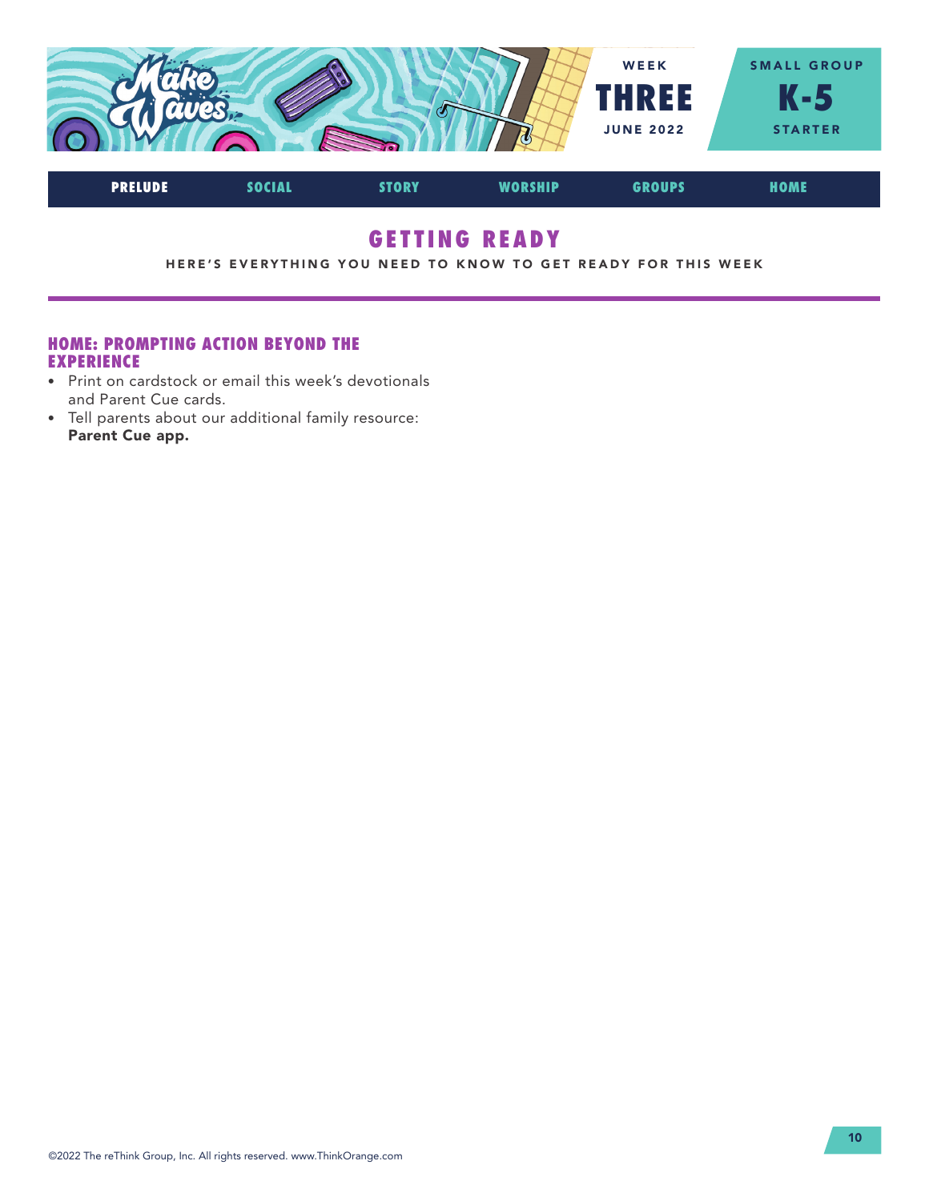WEEK
# THREE
JUNE 2022

SMALL GROUP
# K-5
STARTER

PRELUDE | SOCIAL | STORY | WORSHIP | GROUPS | HOME

## GETTING READY

HERE'S EVERYTHING YOU NEED TO KNOW TO GET READY FOR THIS WEEK

### HOME: PROMPTING ACTION BEYOND THE EXPERIENCE

- Print on cardstock or email this week's devotionals and Parent Cue cards.
- Tell parents about our additional family resource: **Parent Cue app.**

©2022 The reThink Group, Inc. All rights reserved. www.ThinkOrange.com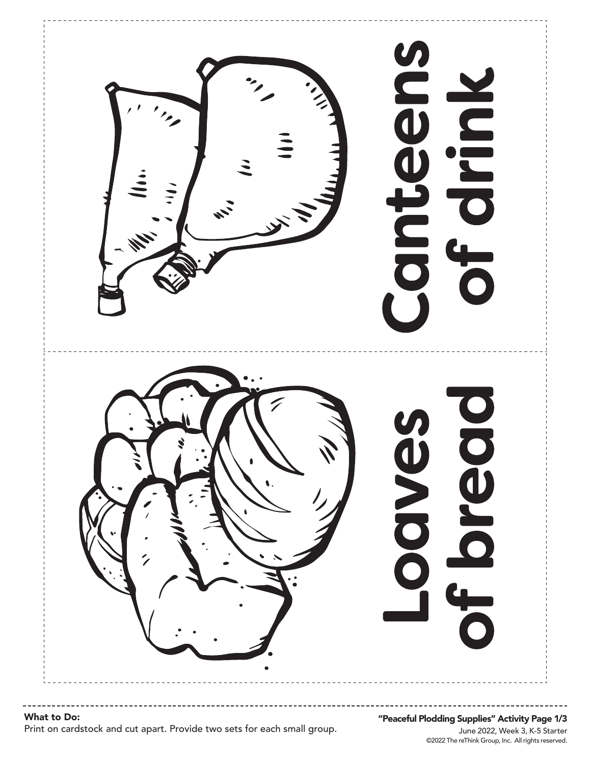Canteens of drink

Loaves of bread

**What to Do:**
Print on cardstock and cut apart. Provide two sets for each small group.

**"Peaceful Plodding Supplies" Activity Page 1/3**
June 2022, Week 3, K-5 Starter
©2022 The reThink Group, Inc. All rights reserved.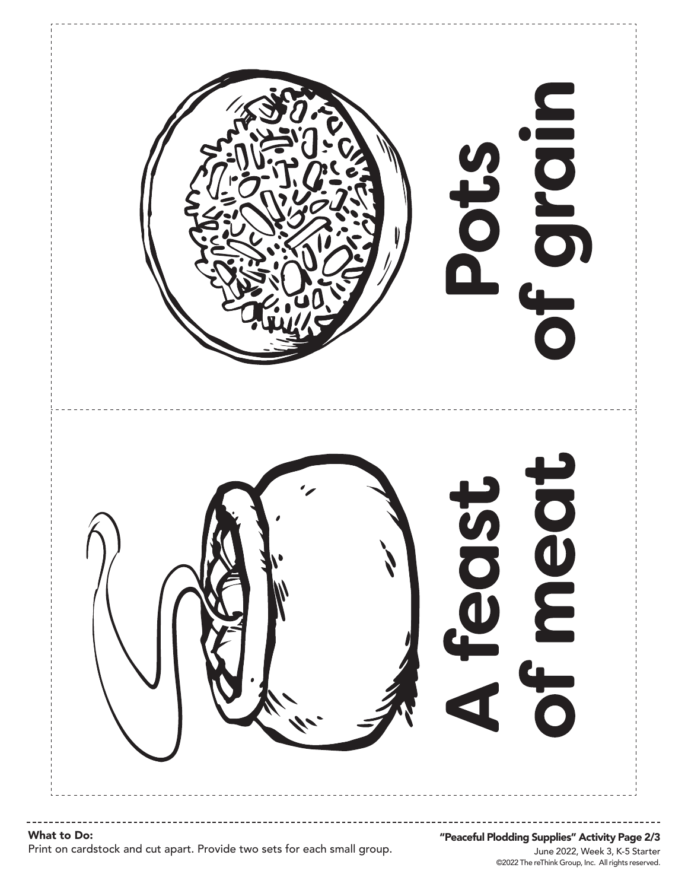Pots of grain

A feast of meat

**What to Do:**
Print on cardstock and cut apart. Provide two sets for each small group.

**"Peaceful Plodding Supplies" Activity Page 2/3**
June 2022, Week 3, K-5 Starter
©2022 The reThink Group, Inc. All rights reserved.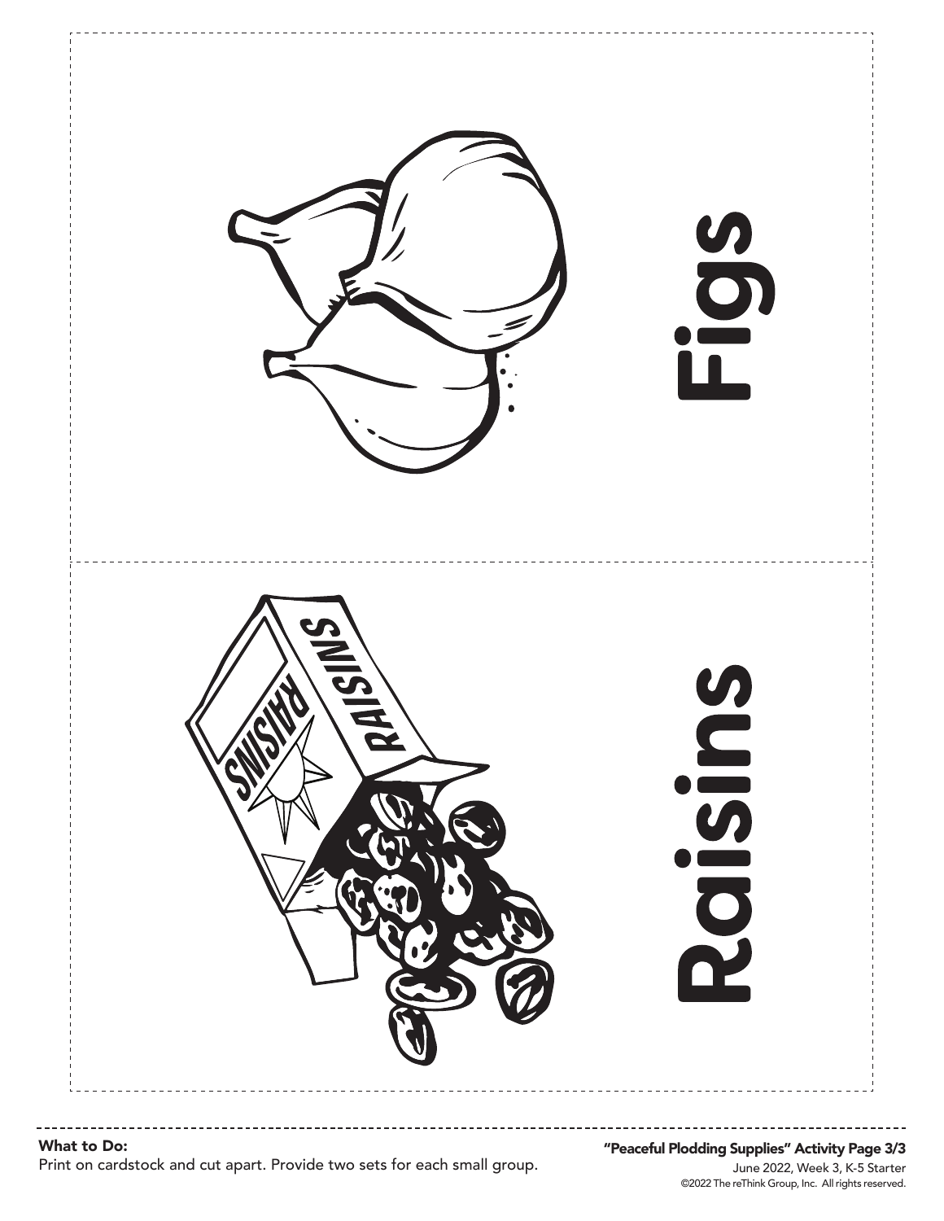Figs

Raisins

**What to Do:**
Print on cardstock and cut apart. Provide two sets for each small group.

**"Peaceful Plodding Supplies" Activity Page 3/3**
June 2022, Week 3, K-5 Starter
©2022 The reThink Group, Inc. All rights reserved.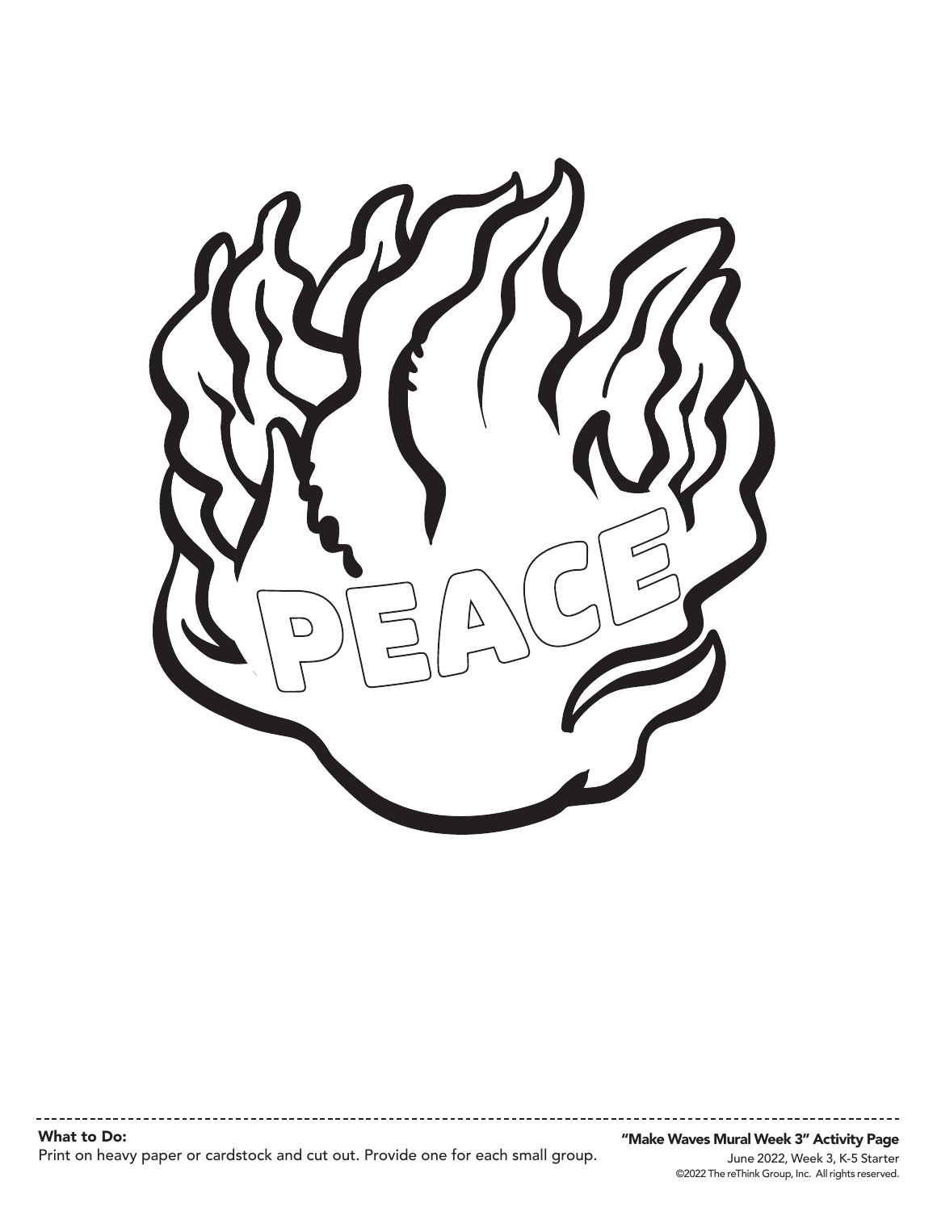PEACE

**What to Do:**
Print on heavy paper or cardstock and cut out. Provide one for each small group.

**"Make Waves Mural Week 3" Activity Page**
June 2022, Week 3, K-5 Starter
©2022 The reThink Group, Inc. All rights reserved.